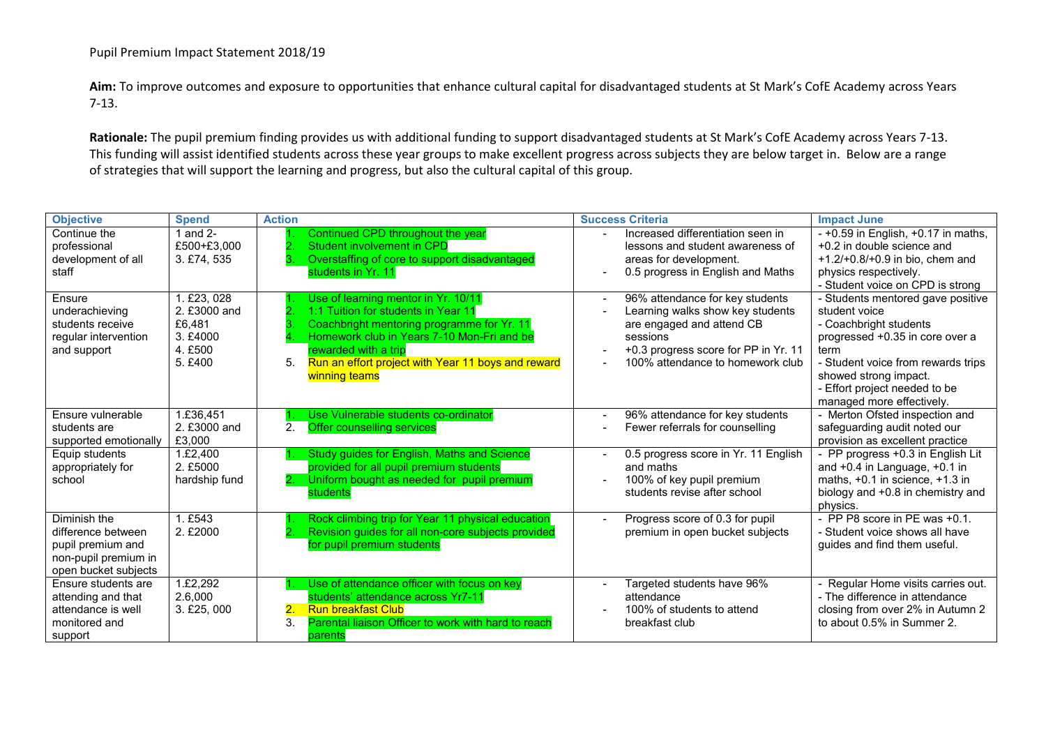Pupil Premium Impact Statement 2018/19

**Aim:** To improve outcomes and exposure to opportunities that enhance cultural capital for disadvantaged students at St Mark's CofE Academy across Years 7-13.

**Rationale:** The pupil premium finding provides us with additional funding to support disadvantaged students at St Mark's CofE Academy across Years 7-13. This funding will assist identified students across these year groups to make excellent progress across subjects they are below target in. Below are a range of strategies that will support the learning and progress, but also the cultural capital of this group.

| Objective | Spend | Action | Success Criteria | Impact June |
|---|---|---|---|---|
| Continue the professional development of all staff | 1 and 2- £500+£3,000<br>3. £74, 535 | 1. Continued CPD throughout the year<br>2. Student involvement in CPD<br>3. Overstaffing of core to support disadvantaged students in Yr. 11 | - Increased differentiation seen in lessons and student awareness of areas for development.<br>- 0.5 progress in English and Maths | - +0.59 in English, +0.17 in maths, +0.2 in double science and +1.2/+0.8/+0.9 in bio, chem and physics respectively.<br>- Student voice on CPD is strong |
| Ensure underachieving students receive regular intervention and support | 1. £23, 028<br>2. £3000 and £6,481<br>3. £4000<br>4. £500<br>5. £400 | 1. Use of learning mentor in Yr. 10/11<br>2. 1:1 Tuition for students in Year 11<br>3. Coachbright mentoring programme for Yr. 11<br>4. Homework club in Years 7-10 Mon-Fri and be rewarded with a trip<br>5. Run an effort project with Year 11 boys and reward winning teams | - 96% attendance for key students<br>- Learning walks show key students are engaged and attend CB sessions<br>- +0.3 progress score for PP in Yr. 11<br>- 100% attendance to homework club | - Students mentored gave positive student voice<br>- Coachbright students progressed +0.35 in core over a term<br>- Student voice from rewards trips showed strong impact.<br>- Effort project needed to be managed more effectively. |
| Ensure vulnerable students are supported emotionally | 1.£36,451<br>2. £3000 and £3,000 | 1. Use Vulnerable students co-ordinator<br>2. Offer counselling services | - 96% attendance for key students<br>- Fewer referrals for counselling | - Merton Ofsted inspection and safeguarding audit noted our provision as excellent practice |
| Equip students appropriately for school | 1.£2,400<br>2. £5000 hardship fund | 1. Study guides for English, Maths and Science provided for all pupil premium students<br>2. Uniform bought as needed for pupil premium students | - 0.5 progress score in Yr. 11 English and maths<br>- 100% of key pupil premium students revise after school | - PP progress +0.3 in English Lit and +0.4 in Language, +0.1 in maths, +0.1 in science, +1.3 in biology and +0.8 in chemistry and physics. |
| Diminish the difference between pupil premium and non-pupil premium in open bucket subjects | 1. £543<br>2. £2000 | 1. Rock climbing trip for Year 11 physical education<br>2. Revision guides for all non-core subjects provided for pupil premium students | - Progress score of 0.3 for pupil premium in open bucket subjects | - PP P8 score in PE was +0.1.<br>- Student voice shows all have guides and find them useful. |
| Ensure students are attending and that attendance is well monitored and support | 1.£2,292<br>2.6,000<br>3. £25, 000 | 1. Use of attendance officer with focus on key students' attendance across Yr7-11<br>2. Run breakfast Club<br>3. Parental liaison Officer to work with hard to reach parents | - Targeted students have 96% attendance<br>- 100% of students to attend breakfast club | - Regular Home visits carries out.<br>- The difference in attendance closing from over 2% in Autumn 2 to about 0.5% in Summer 2. |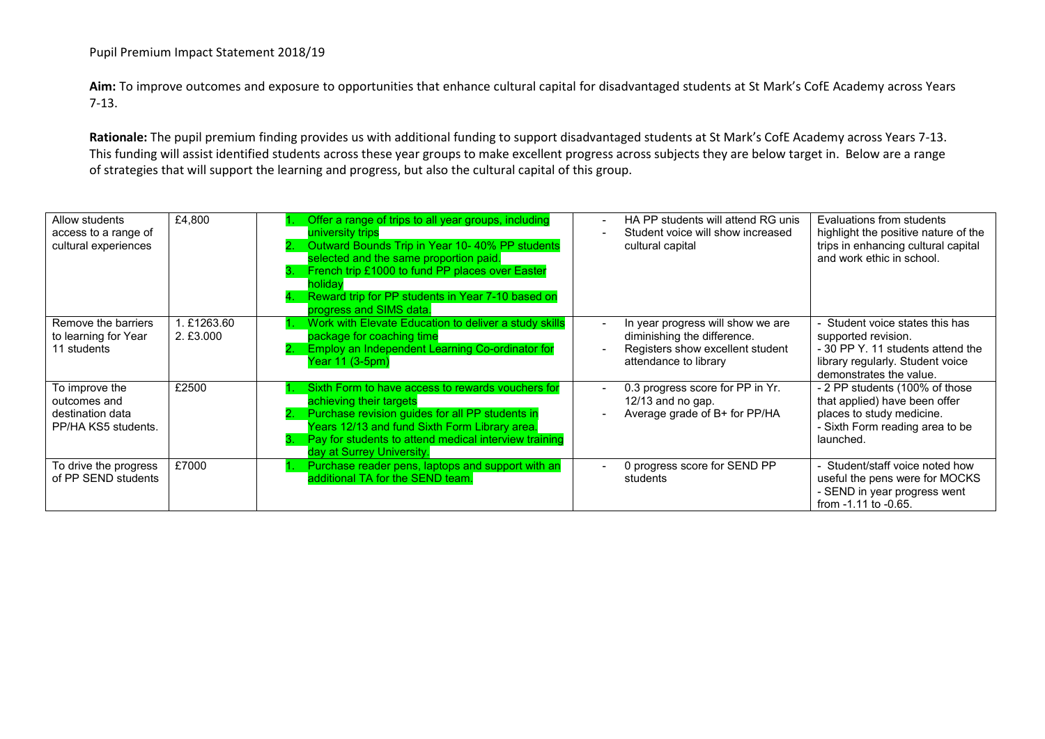Pupil Premium Impact Statement 2018/19

**Aim:** To improve outcomes and exposure to opportunities that enhance cultural capital for disadvantaged students at St Mark's CofE Academy across Years 7-13.

**Rationale:** The pupil premium finding provides us with additional funding to support disadvantaged students at St Mark's CofE Academy across Years 7-13. This funding will assist identified students across these year groups to make excellent progress across subjects they are below target in. Below are a range of strategies that will support the learning and progress, but also the cultural capital of this group.

| | | | | |
|---|---|---|---|---|
| Allow students access to a range of cultural experiences | £4,800 | 1. Offer a range of trips to all year groups, including university trips<br>2. Outward Bounds Trip in Year 10- 40% PP students selected and the same proportion paid.<br>3. French trip £1000 to fund PP places over Easter holiday<br>4. Reward trip for PP students in Year 7-10 based on progress and SIMS data. | - HA PP students will attend RG unis<br>- Student voice will show increased cultural capital | Evaluations from students highlight the positive nature of the trips in enhancing cultural capital and work ethic in school. |
| Remove the barriers to learning for Year 11 students | 1. £1263.60<br>2. £3.000 | 1. Work with Elevate Education to deliver a study skills package for coaching time<br>2. Employ an Independent Learning Co-ordinator for Year 11 (3-5pm) | - In year progress will show we are diminishing the difference.<br>- Registers show excellent student attendance to library | - Student voice states this has supported revision.<br>- 30 PP Y. 11 students attend the library regularly. Student voice demonstrates the value. |
| To improve the outcomes and destination data PP/HA KS5 students. | £2500 | 1. Sixth Form to have access to rewards vouchers for achieving their targets<br>2. Purchase revision guides for all PP students in Years 12/13 and fund Sixth Form Library area.<br>3. Pay for students to attend medical interview training day at Surrey University. | - 0.3 progress score for PP in Yr. 12/13 and no gap.<br>- Average grade of B+ for PP/HA | - 2 PP students (100% of those that applied) have been offer places to study medicine.<br>- Sixth Form reading area to be launched. |
| To drive the progress of PP SEND students | £7000 | 1. Purchase reader pens, laptops and support with an additional TA for the SEND team. | - 0 progress score for SEND PP students | - Student/staff voice noted how useful the pens were for MOCKS<br>- SEND in year progress went from -1.11 to -0.65. |